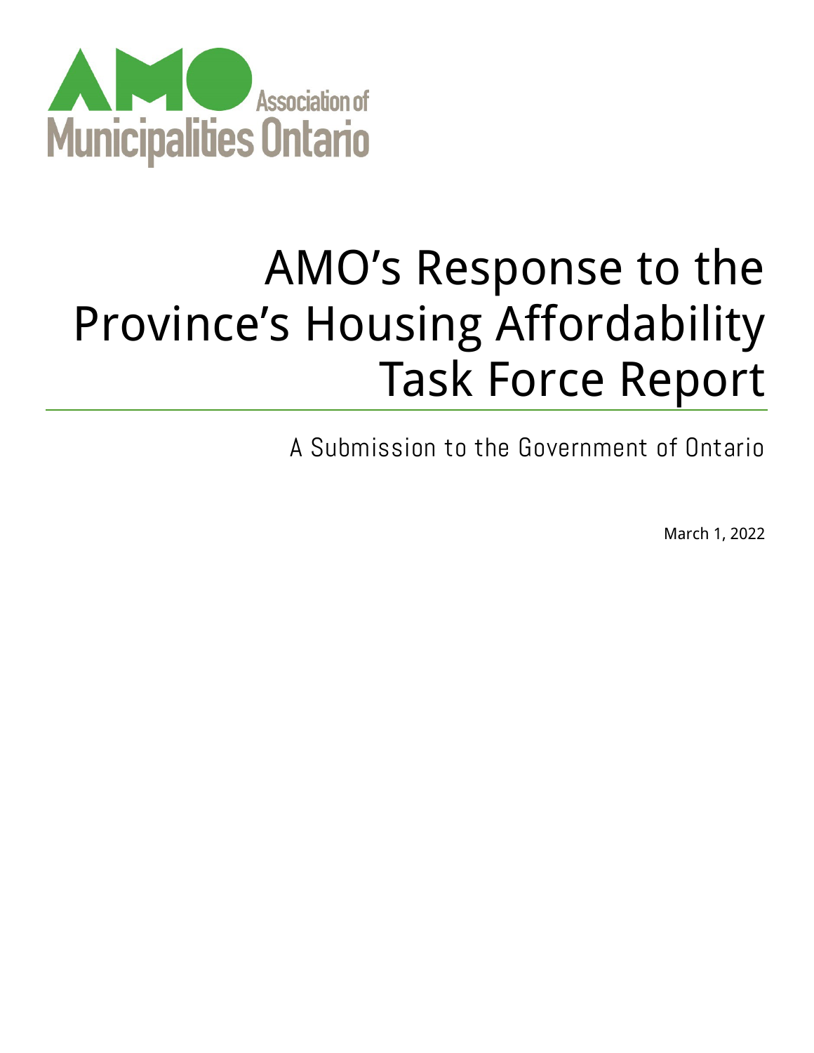AMO Association of Municipalities Ontario

# AMO's Response to the Province's Housing Affordability Task Force Report

A Submission to the Government of Ontario

March 1, 2022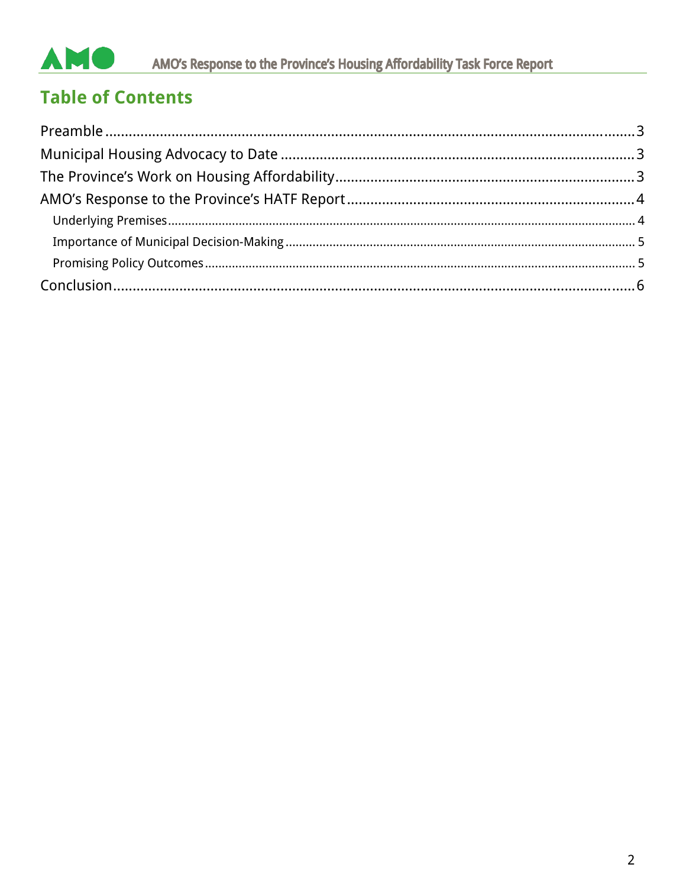## Table of Contents

- Preamble ..... 3
- Municipal Housing Advocacy to Date ..... 3
- The Province's Work on Housing Affordability ..... 3
- AMO's Response to the Province's HATF Report ..... 4
  - Underlying Premises ..... 4
  - Importance of Municipal Decision-Making ..... 5
  - Promising Policy Outcomes ..... 5
- Conclusion ..... 6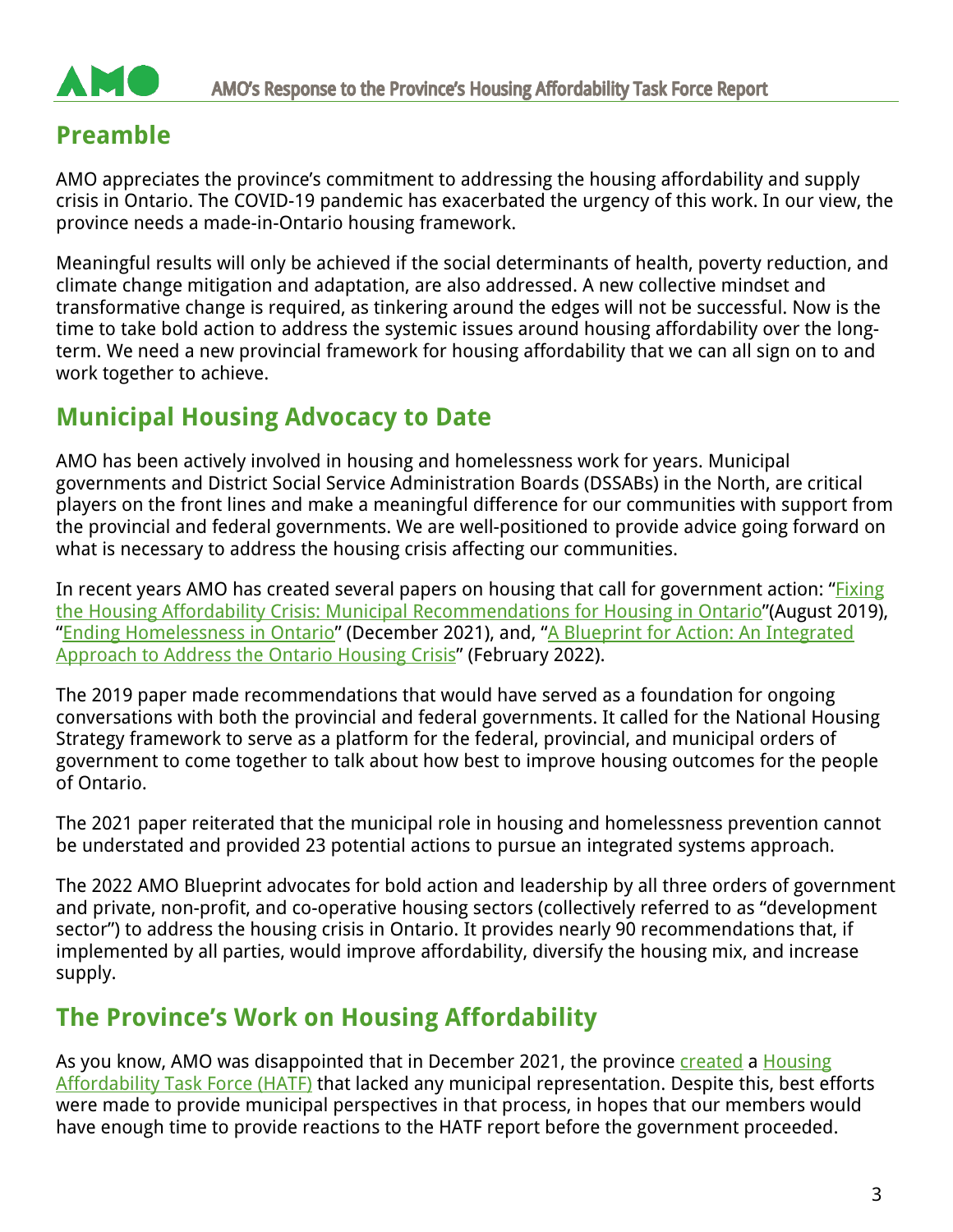## Preamble

AMO appreciates the province's commitment to addressing the housing affordability and supply crisis in Ontario. The COVID-19 pandemic has exacerbated the urgency of this work. In our view, the province needs a made-in-Ontario housing framework.

Meaningful results will only be achieved if the social determinants of health, poverty reduction, and climate change mitigation and adaptation, are also addressed. A new collective mindset and transformative change is required, as tinkering around the edges will not be successful. Now is the time to take bold action to address the systemic issues around housing affordability over the long-term. We need a new provincial framework for housing affordability that we can all sign on to and work together to achieve.

## Municipal Housing Advocacy to Date

AMO has been actively involved in housing and homelessness work for years. Municipal governments and District Social Service Administration Boards (DSSABs) in the North, are critical players on the front lines and make a meaningful difference for our communities with support from the provincial and federal governments. We are well-positioned to provide advice going forward on what is necessary to address the housing crisis affecting our communities.

In recent years AMO has created several papers on housing that call for government action: "Fixing the Housing Affordability Crisis: Municipal Recommendations for Housing in Ontario"(August 2019), "Ending Homelessness in Ontario" (December 2021), and, "A Blueprint for Action: An Integrated Approach to Address the Ontario Housing Crisis" (February 2022).

The 2019 paper made recommendations that would have served as a foundation for ongoing conversations with both the provincial and federal governments. It called for the National Housing Strategy framework to serve as a platform for the federal, provincial, and municipal orders of government to come together to talk about how best to improve housing outcomes for the people of Ontario.

The 2021 paper reiterated that the municipal role in housing and homelessness prevention cannot be understated and provided 23 potential actions to pursue an integrated systems approach.

The 2022 AMO Blueprint advocates for bold action and leadership by all three orders of government and private, non-profit, and co-operative housing sectors (collectively referred to as "development sector") to address the housing crisis in Ontario. It provides nearly 90 recommendations that, if implemented by all parties, would improve affordability, diversify the housing mix, and increase supply.

## The Province's Work on Housing Affordability

As you know, AMO was disappointed that in December 2021, the province created a Housing Affordability Task Force (HATF) that lacked any municipal representation. Despite this, best efforts were made to provide municipal perspectives in that process, in hopes that our members would have enough time to provide reactions to the HATF report before the government proceeded.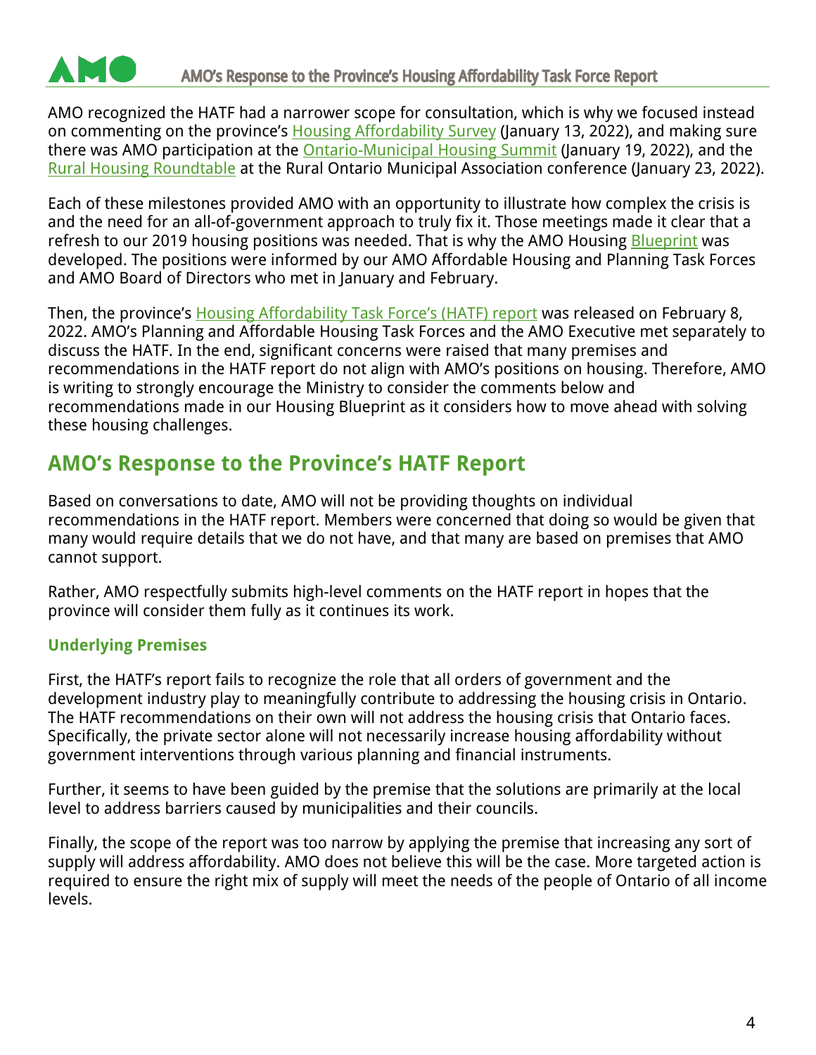AMO recognized the HATF had a narrower scope for consultation, which is why we focused instead on commenting on the province's Housing Affordability Survey (January 13, 2022), and making sure there was AMO participation at the Ontario-Municipal Housing Summit (January 19, 2022), and the Rural Housing Roundtable at the Rural Ontario Municipal Association conference (January 23, 2022).

Each of these milestones provided AMO with an opportunity to illustrate how complex the crisis is and the need for an all-of-government approach to truly fix it. Those meetings made it clear that a refresh to our 2019 housing positions was needed. That is why the AMO Housing Blueprint was developed. The positions were informed by our AMO Affordable Housing and Planning Task Forces and AMO Board of Directors who met in January and February.

Then, the province's Housing Affordability Task Force's (HATF) report was released on February 8, 2022. AMO's Planning and Affordable Housing Task Forces and the AMO Executive met separately to discuss the HATF. In the end, significant concerns were raised that many premises and recommendations in the HATF report do not align with AMO's positions on housing. Therefore, AMO is writing to strongly encourage the Ministry to consider the comments below and recommendations made in our Housing Blueprint as it considers how to move ahead with solving these housing challenges.

## AMO's Response to the Province's HATF Report

Based on conversations to date, AMO will not be providing thoughts on individual recommendations in the HATF report. Members were concerned that doing so would be given that many would require details that we do not have, and that many are based on premises that AMO cannot support.

Rather, AMO respectfully submits high-level comments on the HATF report in hopes that the province will consider them fully as it continues its work.

### Underlying Premises

First, the HATF's report fails to recognize the role that all orders of government and the development industry play to meaningfully contribute to addressing the housing crisis in Ontario. The HATF recommendations on their own will not address the housing crisis that Ontario faces. Specifically, the private sector alone will not necessarily increase housing affordability without government interventions through various planning and financial instruments.

Further, it seems to have been guided by the premise that the solutions are primarily at the local level to address barriers caused by municipalities and their councils.

Finally, the scope of the report was too narrow by applying the premise that increasing any sort of supply will address affordability. AMO does not believe this will be the case. More targeted action is required to ensure the right mix of supply will meet the needs of the people of Ontario of all income levels.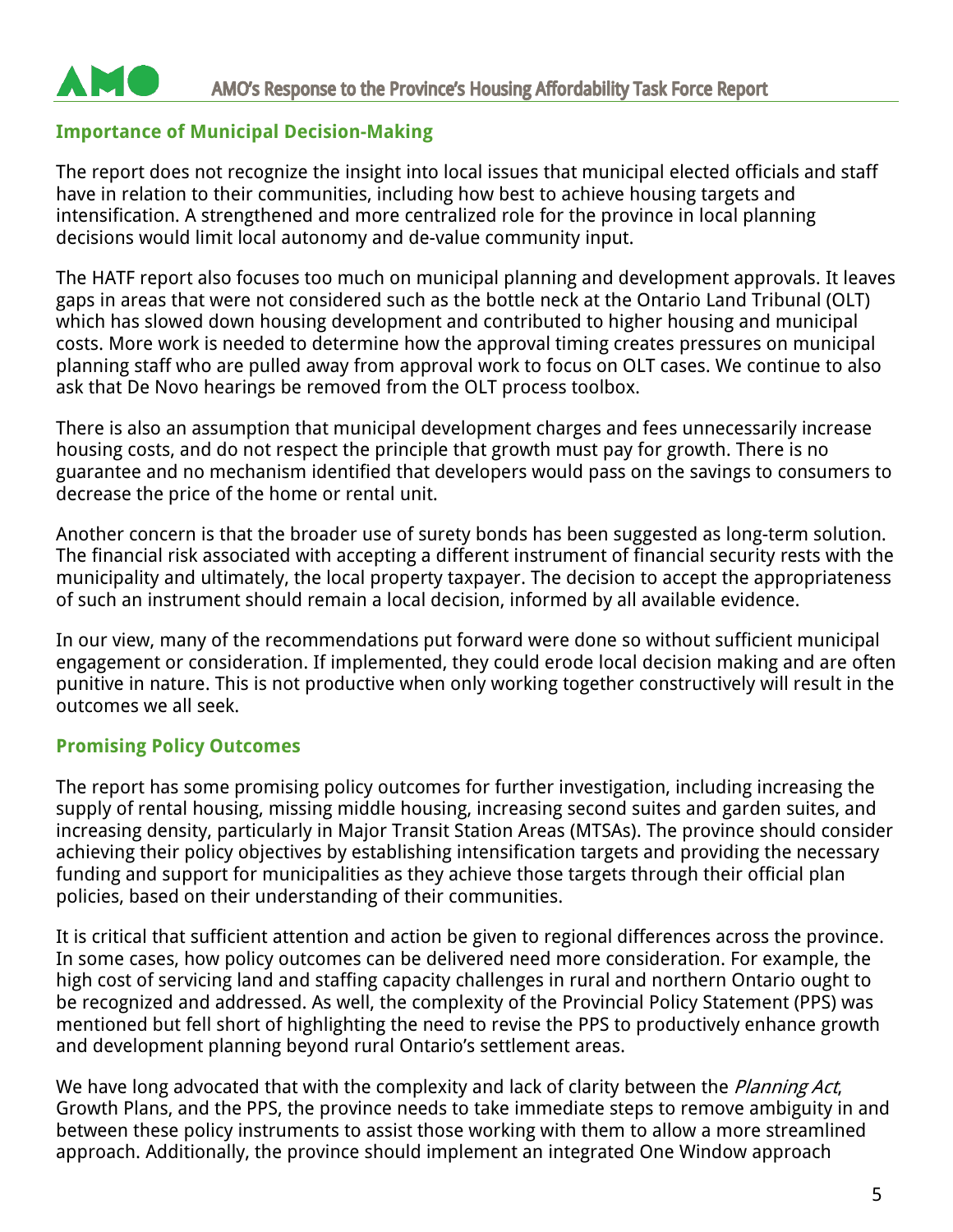## Importance of Municipal Decision-Making

The report does not recognize the insight into local issues that municipal elected officials and staff have in relation to their communities, including how best to achieve housing targets and intensification. A strengthened and more centralized role for the province in local planning decisions would limit local autonomy and de-value community input.

The HATF report also focuses too much on municipal planning and development approvals. It leaves gaps in areas that were not considered such as the bottle neck at the Ontario Land Tribunal (OLT) which has slowed down housing development and contributed to higher housing and municipal costs. More work is needed to determine how the approval timing creates pressures on municipal planning staff who are pulled away from approval work to focus on OLT cases. We continue to also ask that De Novo hearings be removed from the OLT process toolbox.

There is also an assumption that municipal development charges and fees unnecessarily increase housing costs, and do not respect the principle that growth must pay for growth. There is no guarantee and no mechanism identified that developers would pass on the savings to consumers to decrease the price of the home or rental unit.

Another concern is that the broader use of surety bonds has been suggested as long-term solution. The financial risk associated with accepting a different instrument of financial security rests with the municipality and ultimately, the local property taxpayer. The decision to accept the appropriateness of such an instrument should remain a local decision, informed by all available evidence.

In our view, many of the recommendations put forward were done so without sufficient municipal engagement or consideration. If implemented, they could erode local decision making and are often punitive in nature. This is not productive when only working together constructively will result in the outcomes we all seek.

## Promising Policy Outcomes

The report has some promising policy outcomes for further investigation, including increasing the supply of rental housing, missing middle housing, increasing second suites and garden suites, and increasing density, particularly in Major Transit Station Areas (MTSAs). The province should consider achieving their policy objectives by establishing intensification targets and providing the necessary funding and support for municipalities as they achieve those targets through their official plan policies, based on their understanding of their communities.

It is critical that sufficient attention and action be given to regional differences across the province. In some cases, how policy outcomes can be delivered need more consideration. For example, the high cost of servicing land and staffing capacity challenges in rural and northern Ontario ought to be recognized and addressed. As well, the complexity of the Provincial Policy Statement (PPS) was mentioned but fell short of highlighting the need to revise the PPS to productively enhance growth and development planning beyond rural Ontario's settlement areas.

We have long advocated that with the complexity and lack of clarity between the *Planning Act*, Growth Plans, and the PPS, the province needs to take immediate steps to remove ambiguity in and between these policy instruments to assist those working with them to allow a more streamlined approach. Additionally, the province should implement an integrated One Window approach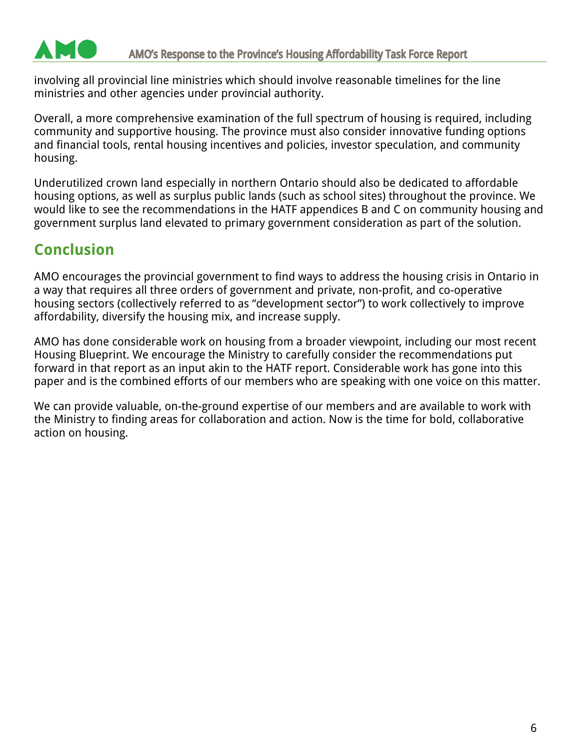involving all provincial line ministries which should involve reasonable timelines for the line ministries and other agencies under provincial authority.

Overall, a more comprehensive examination of the full spectrum of housing is required, including community and supportive housing. The province must also consider innovative funding options and financial tools, rental housing incentives and policies, investor speculation, and community housing.

Underutilized crown land especially in northern Ontario should also be dedicated to affordable housing options, as well as surplus public lands (such as school sites) throughout the province. We would like to see the recommendations in the HATF appendices B and C on community housing and government surplus land elevated to primary government consideration as part of the solution.

## Conclusion

AMO encourages the provincial government to find ways to address the housing crisis in Ontario in a way that requires all three orders of government and private, non-profit, and co-operative housing sectors (collectively referred to as "development sector") to work collectively to improve affordability, diversify the housing mix, and increase supply.

AMO has done considerable work on housing from a broader viewpoint, including our most recent Housing Blueprint. We encourage the Ministry to carefully consider the recommendations put forward in that report as an input akin to the HATF report. Considerable work has gone into this paper and is the combined efforts of our members who are speaking with one voice on this matter.

We can provide valuable, on-the-ground expertise of our members and are available to work with the Ministry to finding areas for collaboration and action. Now is the time for bold, collaborative action on housing.